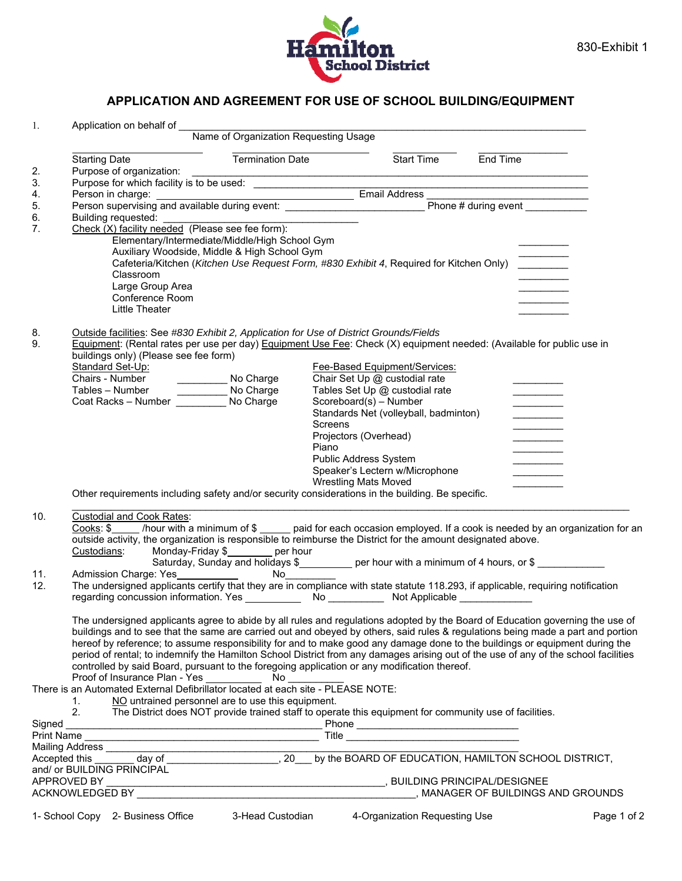Hamilton School District

830-Exhibit 1

# APPLICATION AND AGREEMENT FOR USE OF SCHOOL BUILDING/EQUIPMENT

1. Application on behalf of ____________________________________________
   Name of Organization Requesting Usage

   ____________________ Starting Date &nbsp;&nbsp; ____________________ Termination Date &nbsp;&nbsp; __________ Start Time &nbsp;&nbsp; __________ End Time

2. Purpose of organization: ____________________________________________
3. Purpose for which facility is to be used: ____________________________________________
4. Person in charge: ______________________ Email Address ______________________
5. Person supervising and available during event: ______________________ Phone # during event __________
6. Building requested: ______________________
7. Check (X) facility needed (Please see fee form):

| Facility | |
|---|---|
| Elementary/Intermediate/Middle/High School Gym | _________ |
| Auxiliary Woodside, Middle & High School Gym | _________ |
| Cafeteria/Kitchen (*Kitchen Use Request Form, #830 Exhibit 4*, Required for Kitchen Only) | _________ |
| Classroom | _________ |
| Large Group Area | _________ |
| Conference Room | _________ |
| Little Theater | _________ |

8. Outside facilities: See *#830 Exhibit 2, Application for Use of District Grounds/Fields*
9. Equipment: (Rental rates per use per day) Equipment Use Fee: Check (X) equipment needed: (Available for public use in buildings only) (Please see fee form)

| Standard Set-Up: | | | Fee-Based Equipment/Services: | |
|---|---|---|---|---|
| Chairs - Number | _________ | No Charge | Chair Set Up @ custodial rate | _________ |
| Tables – Number | _________ | No Charge | Tables Set Up @ custodial rate | _________ |
| Coat Racks – Number | _________ | No Charge | Scoreboard(s) – Number | _________ |
| | | | Standards Net (volleyball, badminton) | _________ |
| | | | Screens | _________ |
| | | | Projectors (Overhead) | _________ |
| | | | Piano | _________ |
| | | | Public Address System | _________ |
| | | | Speaker's Lectern w/Microphone | _________ |
| | | | Wrestling Mats Moved | _________ |

   Other requirements including safety and/or security considerations in the building. Be specific.
   ____________________________________________________________________________

10. Custodial and Cook Rates:
    Cooks: $_____ /hour with a minimum of $ _____ paid for each occasion employed. If a cook is needed by an organization for an outside activity, the organization is responsible to reimburse the District for the amount designated above.
    Custodians: Monday-Friday $_________ per hour
    Saturday, Sunday and holidays $_________ per hour with a minimum of 4 hours, or $ ____________
11. Admission Charge: Yes__________ No__________
12. The undersigned applicants certify that they are in compliance with state statute 118.293, if applicable, requiring notification regarding concussion information. Yes __________ No __________ Not Applicable _____________

The undersigned applicants agree to abide by all rules and regulations adopted by the Board of Education governing the use of buildings and to see that the same are carried out and obeyed by others, said rules & regulations being made a part and portion hereof by reference; to assume responsibility for and to make good any damage done to the buildings or equipment during the period of rental; to indemnify the Hamilton School District from any damages arising out of the use of any of the school facilities controlled by said Board, pursuant to the foregoing application or any modification thereof.
Proof of Insurance Plan - Yes __________ No __________

There is an Automated External Defibrillator located at each site - PLEASE NOTE:

1. NO untrained personnel are to use this equipment.
2. The District does NOT provide trained staff to operate this equipment for community use of facilities.

Signed ______________________________ Phone ______________________________
Print Name ______________________________ Title ______________________________
Mailing Address ____________________________________________
Accepted this _______ day of ___________________, 20___ by the BOARD OF EDUCATION, HAMILTON SCHOOL DISTRICT, and/ or BUILDING PRINCIPAL
APPROVED BY ____________________________________________, BUILDING PRINCIPAL/DESIGNEE
ACKNOWLEDGED BY ____________________________________________, MANAGER OF BUILDINGS AND GROUNDS

1- School Copy &nbsp;&nbsp; 2- Business Office &nbsp;&nbsp; 3-Head Custodian &nbsp;&nbsp; 4-Organization Requesting Use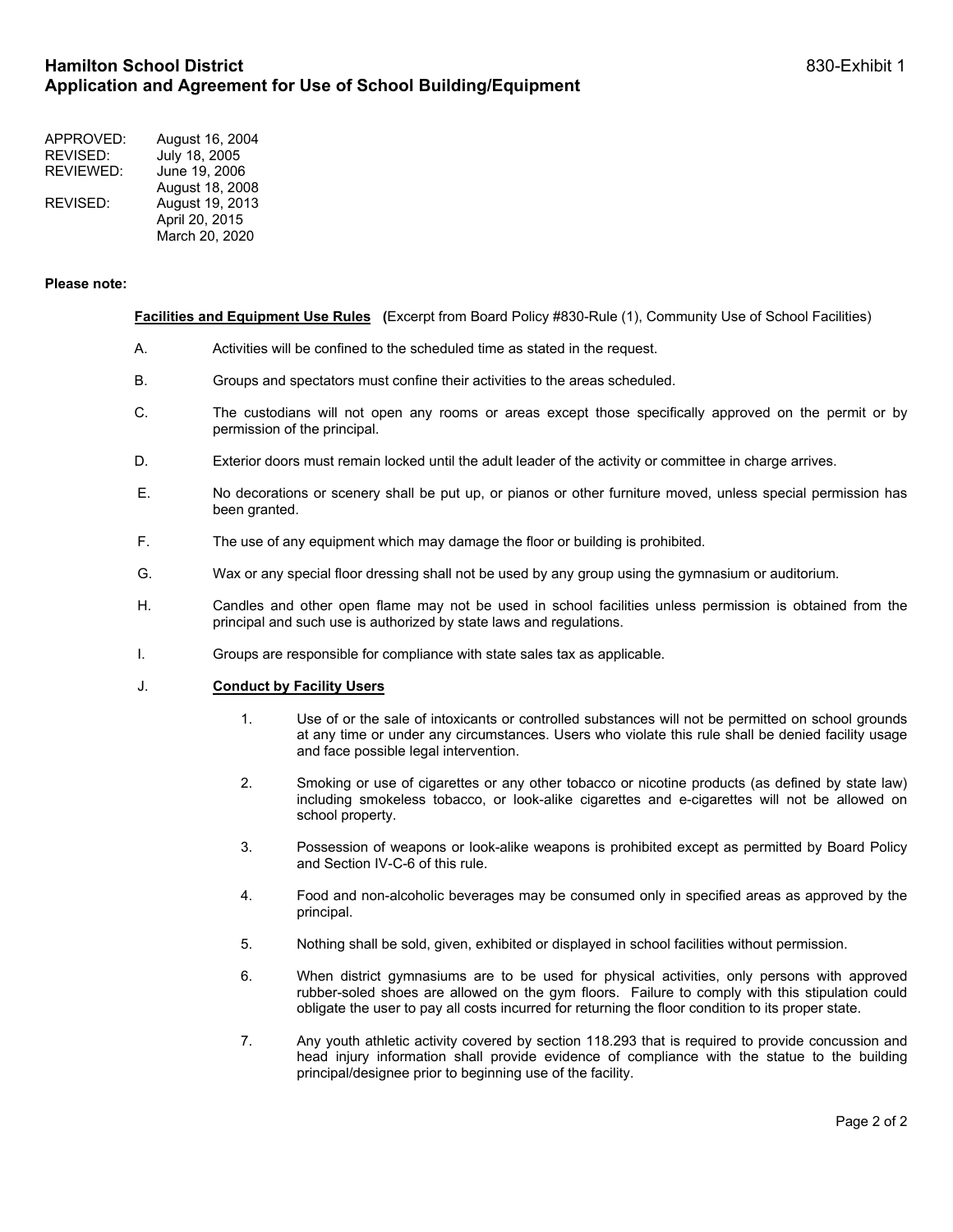**Hamilton School District** 830-Exhibit 1
**Application and Agreement for Use of School Building/Equipment**

| | |
|---|---|
| APPROVED: | August 16, 2004 |
| REVISED: | July 18, 2005 |
| REVIEWED: | June 19, 2006 |
| | August 18, 2008 |
| REVISED: | August 19, 2013 |
| | April 20, 2015 |
| | March 20, 2020 |

**Please note:**

**Facilities and Equipment Use Rules** **(**Excerpt from Board Policy #830-Rule (1), Community Use of School Facilities)

A. Activities will be confined to the scheduled time as stated in the request.

B. Groups and spectators must confine their activities to the areas scheduled.

C. The custodians will not open any rooms or areas except those specifically approved on the permit or by permission of the principal.

D. Exterior doors must remain locked until the adult leader of the activity or committee in charge arrives.

E. No decorations or scenery shall be put up, or pianos or other furniture moved, unless special permission has been granted.

F. The use of any equipment which may damage the floor or building is prohibited.

G. Wax or any special floor dressing shall not be used by any group using the gymnasium or auditorium.

H. Candles and other open flame may not be used in school facilities unless permission is obtained from the principal and such use is authorized by state laws and regulations.

I. Groups are responsible for compliance with state sales tax as applicable.

J. **Conduct by Facility Users**

1. Use of or the sale of intoxicants or controlled substances will not be permitted on school grounds at any time or under any circumstances. Users who violate this rule shall be denied facility usage and face possible legal intervention.

2. Smoking or use of cigarettes or any other tobacco or nicotine products (as defined by state law) including smokeless tobacco, or look-alike cigarettes and e-cigarettes will not be allowed on school property.

3. Possession of weapons or look-alike weapons is prohibited except as permitted by Board Policy and Section IV-C-6 of this rule.

4. Food and non-alcoholic beverages may be consumed only in specified areas as approved by the principal.

5. Nothing shall be sold, given, exhibited or displayed in school facilities without permission.

6. When district gymnasiums are to be used for physical activities, only persons with approved rubber-soled shoes are allowed on the gym floors. Failure to comply with this stipulation could obligate the user to pay all costs incurred for returning the floor condition to its proper state.

7. Any youth athletic activity covered by section 118.293 that is required to provide concussion and head injury information shall provide evidence of compliance with the statue to the building principal/designee prior to beginning use of the facility.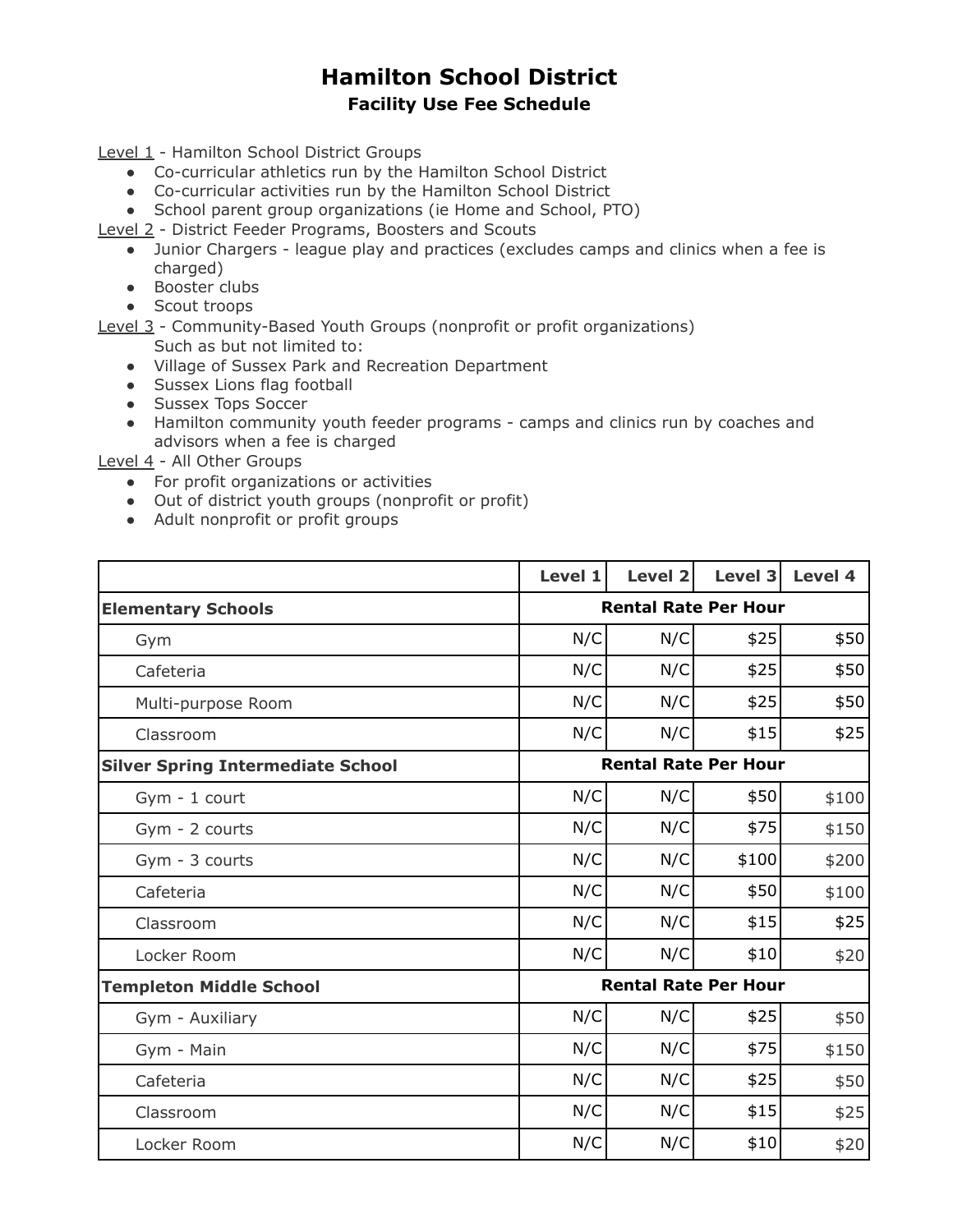# Hamilton School District

## Facility Use Fee Schedule

<u>Level 1</u> - Hamilton School District Groups

- Co-curricular athletics run by the Hamilton School District
- Co-curricular activities run by the Hamilton School District
- School parent group organizations (ie Home and School, PTO)

<u>Level 2</u> - District Feeder Programs, Boosters and Scouts

- Junior Chargers - league play and practices (excludes camps and clinics when a fee is charged)
- Booster clubs
- Scout troops

<u>Level 3</u> - Community-Based Youth Groups (nonprofit or profit organizations)

Such as but not limited to:

- Village of Sussex Park and Recreation Department
- Sussex Lions flag football
- Sussex Tops Soccer
- Hamilton community youth feeder programs - camps and clinics run by coaches and advisors when a fee is charged

<u>Level 4</u> - All Other Groups

- For profit organizations or activities
- Out of district youth groups (nonprofit or profit)
- Adult nonprofit or profit groups

| | Level 1 | Level 2 | Level 3 | Level 4 |
|---|---|---|---|---|
| **Elementary Schools** | **Rental Rate Per Hour** | | | |
| Gym | N/C | N/C | $25 | $50 |
| Cafeteria | N/C | N/C | $25 | $50 |
| Multi-purpose Room | N/C | N/C | $25 | $50 |
| Classroom | N/C | N/C | $15 | $25 |
| **Silver Spring Intermediate School** | **Rental Rate Per Hour** | | | |
| Gym - 1 court | N/C | N/C | $50 | $100 |
| Gym - 2 courts | N/C | N/C | $75 | $150 |
| Gym - 3 courts | N/C | N/C | $100 | $200 |
| Cafeteria | N/C | N/C | $50 | $100 |
| Classroom | N/C | N/C | $15 | $25 |
| Locker Room | N/C | N/C | $10 | $20 |
| **Templeton Middle School** | **Rental Rate Per Hour** | | | |
| Gym - Auxiliary | N/C | N/C | $25 | $50 |
| Gym - Main | N/C | N/C | $75 | $150 |
| Cafeteria | N/C | N/C | $25 | $50 |
| Classroom | N/C | N/C | $15 | $25 |
| Locker Room | N/C | N/C | $10 | $20 |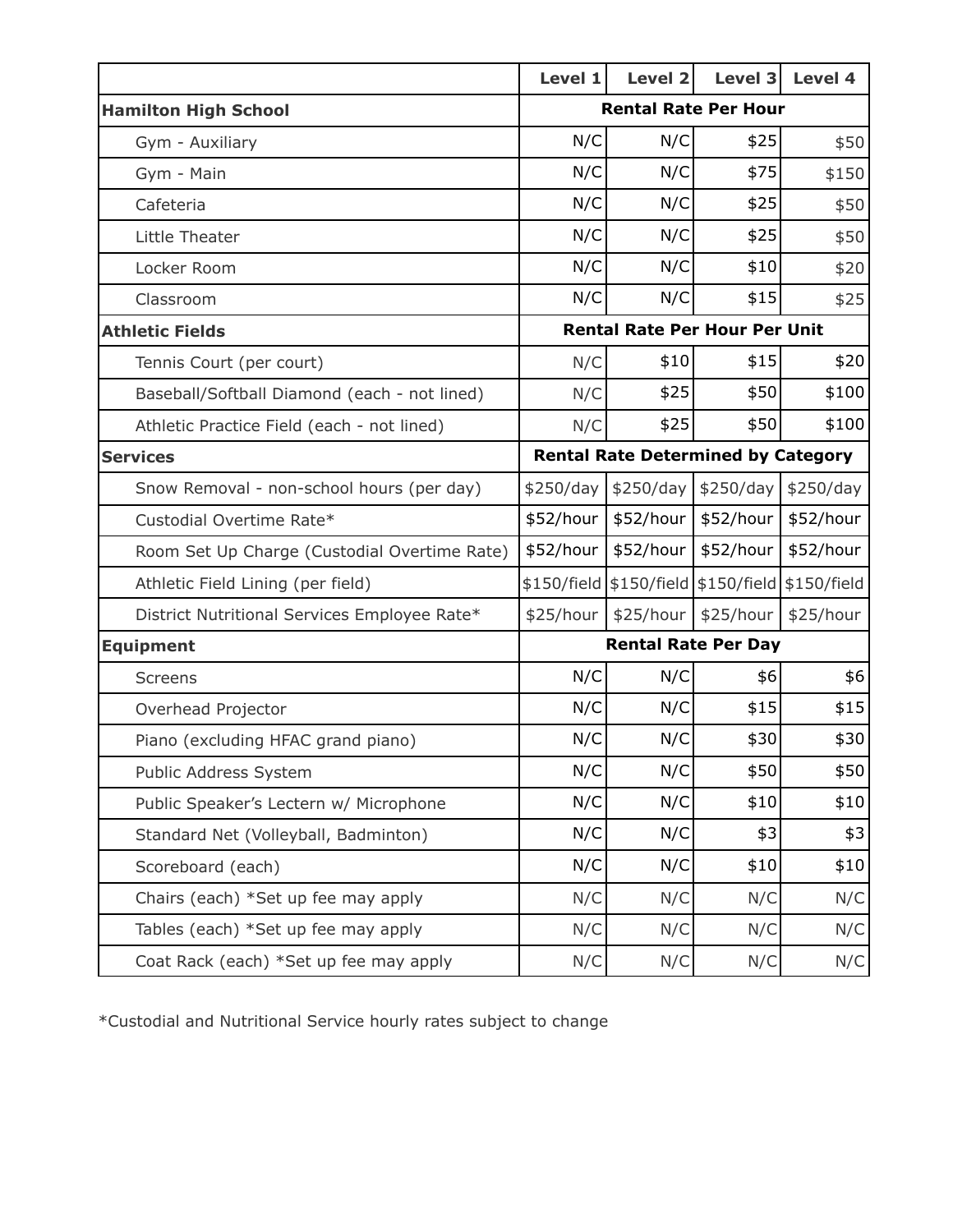| | Level 1 | Level 2 | Level 3 | Level 4 |
|---|---|---|---|---|
| **Hamilton High School** | **Rental Rate Per Hour** | | | |
| Gym - Auxiliary | N/C | N/C | $25 | $50 |
| Gym - Main | N/C | N/C | $75 | $150 |
| Cafeteria | N/C | N/C | $25 | $50 |
| Little Theater | N/C | N/C | $25 | $50 |
| Locker Room | N/C | N/C | $10 | $20 |
| Classroom | N/C | N/C | $15 | $25 |
| **Athletic Fields** | **Rental Rate Per Hour Per Unit** | | | |
| Tennis Court (per court) | N/C | $10 | $15 | $20 |
| Baseball/Softball Diamond (each - not lined) | N/C | $25 | $50 | $100 |
| Athletic Practice Field (each - not lined) | N/C | $25 | $50 | $100 |
| **Services** | **Rental Rate Determined by Category** | | | |
| Snow Removal - non-school hours (per day) | $250/day | $250/day | $250/day | $250/day |
| Custodial Overtime Rate* | $52/hour | $52/hour | $52/hour | $52/hour |
| Room Set Up Charge (Custodial Overtime Rate) | $52/hour | $52/hour | $52/hour | $52/hour |
| Athletic Field Lining (per field) | $150/field | $150/field | $150/field | $150/field |
| District Nutritional Services Employee Rate* | $25/hour | $25/hour | $25/hour | $25/hour |
| **Equipment** | **Rental Rate Per Day** | | | |
| Screens | N/C | N/C | $6 | $6 |
| Overhead Projector | N/C | N/C | $15 | $15 |
| Piano (excluding HFAC grand piano) | N/C | N/C | $30 | $30 |
| Public Address System | N/C | N/C | $50 | $50 |
| Public Speaker's Lectern w/ Microphone | N/C | N/C | $10 | $10 |
| Standard Net (Volleyball, Badminton) | N/C | N/C | $3 | $3 |
| Scoreboard (each) | N/C | N/C | $10 | $10 |
| Chairs (each) *Set up fee may apply | N/C | N/C | N/C | N/C |
| Tables (each) *Set up fee may apply | N/C | N/C | N/C | N/C |
| Coat Rack (each) *Set up fee may apply | N/C | N/C | N/C | N/C |

*Custodial and Nutritional Service hourly rates subject to change